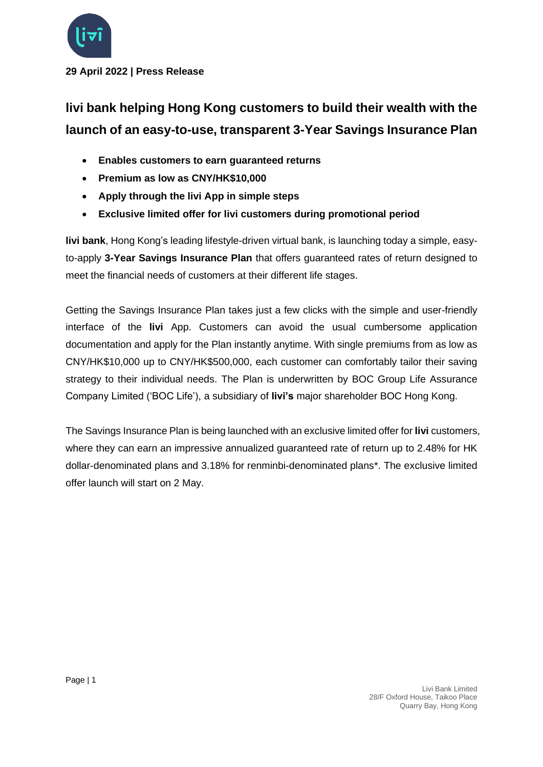**29 April 2022 | Press Release**

# livi bank helping Hong Kong customers to build their wealth with the launch of an easy-to-use, transparent 3-Year Savings Insurance Plan

- **Enables customers to earn guaranteed returns**
- **Premium as low as CNY/HK$10,000**
- **Apply through the livi App in simple steps**
- **Exclusive limited offer for livi customers during promotional period**

**livi bank**, Hong Kong's leading lifestyle-driven virtual bank, is launching today a simple, easy-to-apply **3-Year Savings Insurance Plan** that offers guaranteed rates of return designed to meet the financial needs of customers at their different life stages.

Getting the Savings Insurance Plan takes just a few clicks with the simple and user-friendly interface of the **livi** App. Customers can avoid the usual cumbersome application documentation and apply for the Plan instantly anytime. With single premiums from as low as CNY/HK$10,000 up to CNY/HK$500,000, each customer can comfortably tailor their saving strategy to their individual needs. The Plan is underwritten by BOC Group Life Assurance Company Limited ('BOC Life'), a subsidiary of **livi's** major shareholder BOC Hong Kong.

The Savings Insurance Plan is being launched with an exclusive limited offer for **livi** customers, where they can earn an impressive annualized guaranteed rate of return up to 2.48% for HK dollar-denominated plans and 3.18% for renminbi-denominated plans*. The exclusive limited offer launch will start on 2 May.

Livi Bank Limited
28/F Oxford House, Taikoo Place
Quarry Bay, Hong Kong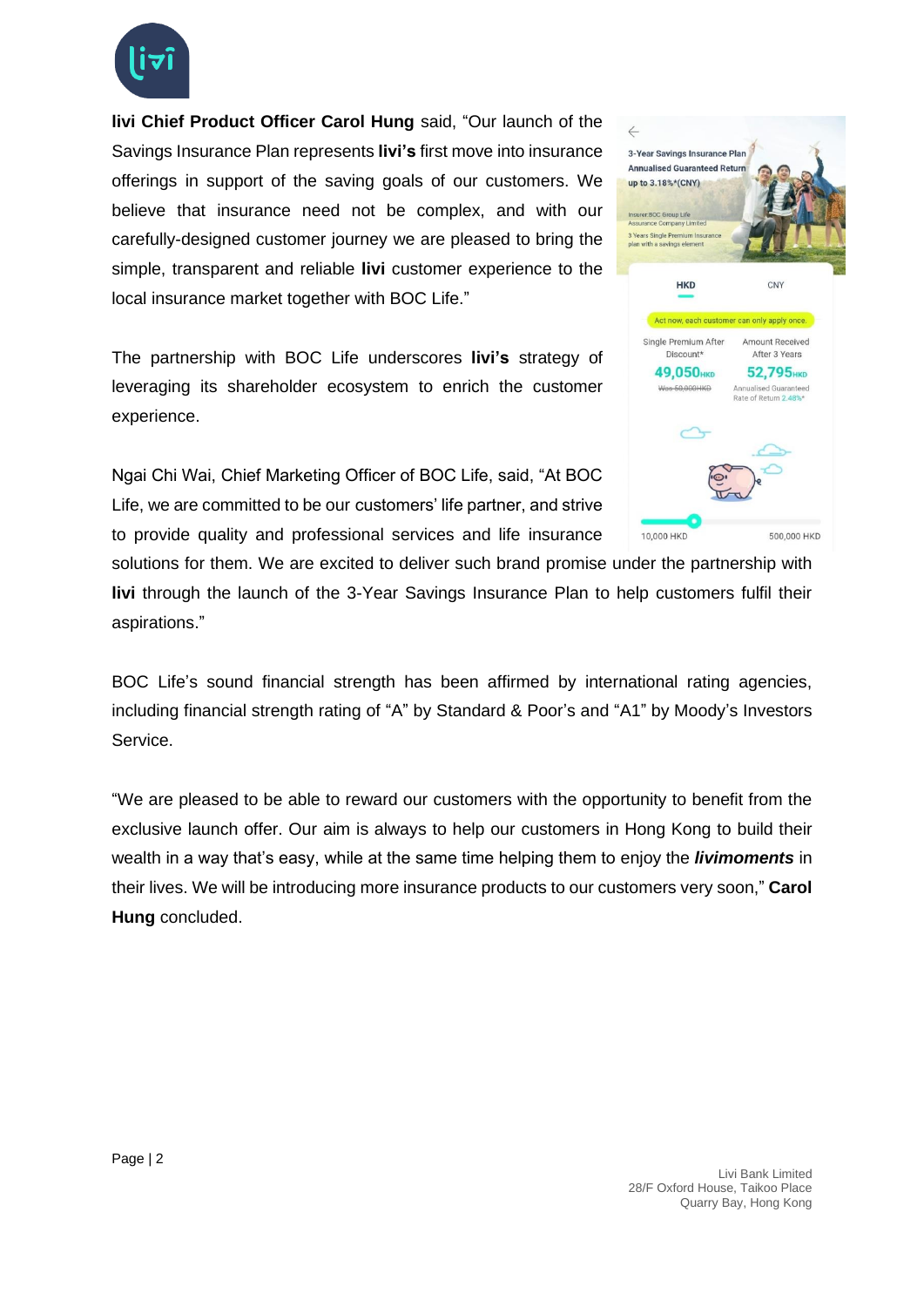**livi Chief Product Officer Carol Hung** said, "Our launch of the Savings Insurance Plan represents **livi's** first move into insurance offerings in support of the saving goals of our customers. We believe that insurance need not be complex, and with our carefully-designed customer journey we are pleased to bring the simple, transparent and reliable **livi** customer experience to the local insurance market together with BOC Life."

The partnership with BOC Life underscores **livi's** strategy of leveraging its shareholder ecosystem to enrich the customer experience.

Ngai Chi Wai, Chief Marketing Officer of BOC Life, said, "At BOC Life, we are committed to be our customers' life partner, and strive to provide quality and professional services and life insurance solutions for them. We are excited to deliver such brand promise under the partnership with **livi** through the launch of the 3-Year Savings Insurance Plan to help customers fulfil their aspirations."

BOC Life's sound financial strength has been affirmed by international rating agencies, including financial strength rating of "A" by Standard & Poor's and "A1" by Moody's Investors Service.

"We are pleased to be able to reward our customers with the opportunity to benefit from the exclusive launch offer. Our aim is always to help our customers in Hong Kong to build their wealth in a way that's easy, while at the same time helping them to enjoy the ***livimoments*** in their lives. We will be introducing more insurance products to our customers very soon," **Carol Hung** concluded.

Livi Bank Limited
28/F Oxford House, Taikoo Place
Quarry Bay, Hong Kong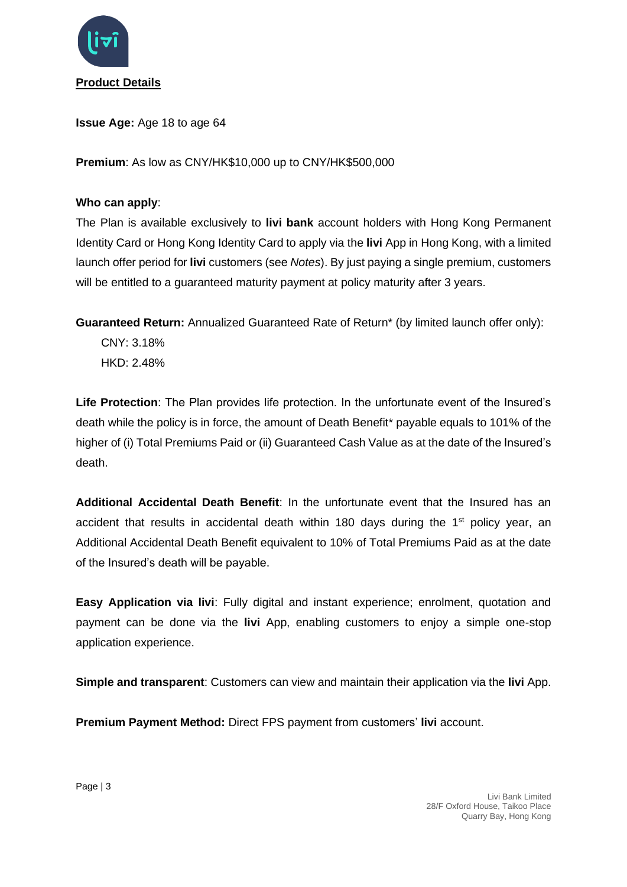**Product Details**

**Issue Age:** Age 18 to age 64

**Premium**: As low as CNY/HK$10,000 up to CNY/HK$500,000

**Who can apply**:

The Plan is available exclusively to **livi bank** account holders with Hong Kong Permanent Identity Card or Hong Kong Identity Card to apply via the **livi** App in Hong Kong, with a limited launch offer period for **livi** customers (see *Notes*). By just paying a single premium, customers will be entitled to a guaranteed maturity payment at policy maturity after 3 years.

**Guaranteed Return:** Annualized Guaranteed Rate of Return* (by limited launch offer only):

CNY: 3.18%

HKD: 2.48%

**Life Protection**: The Plan provides life protection. In the unfortunate event of the Insured's death while the policy is in force, the amount of Death Benefit* payable equals to 101% of the higher of (i) Total Premiums Paid or (ii) Guaranteed Cash Value as at the date of the Insured's death.

**Additional Accidental Death Benefit**: In the unfortunate event that the Insured has an accident that results in accidental death within 180 days during the 1st policy year, an Additional Accidental Death Benefit equivalent to 10% of Total Premiums Paid as at the date of the Insured's death will be payable.

**Easy Application via livi**: Fully digital and instant experience; enrolment, quotation and payment can be done via the **livi** App, enabling customers to enjoy a simple one-stop application experience.

**Simple and transparent**: Customers can view and maintain their application via the **livi** App.

**Premium Payment Method:** Direct FPS payment from customers' **livi** account.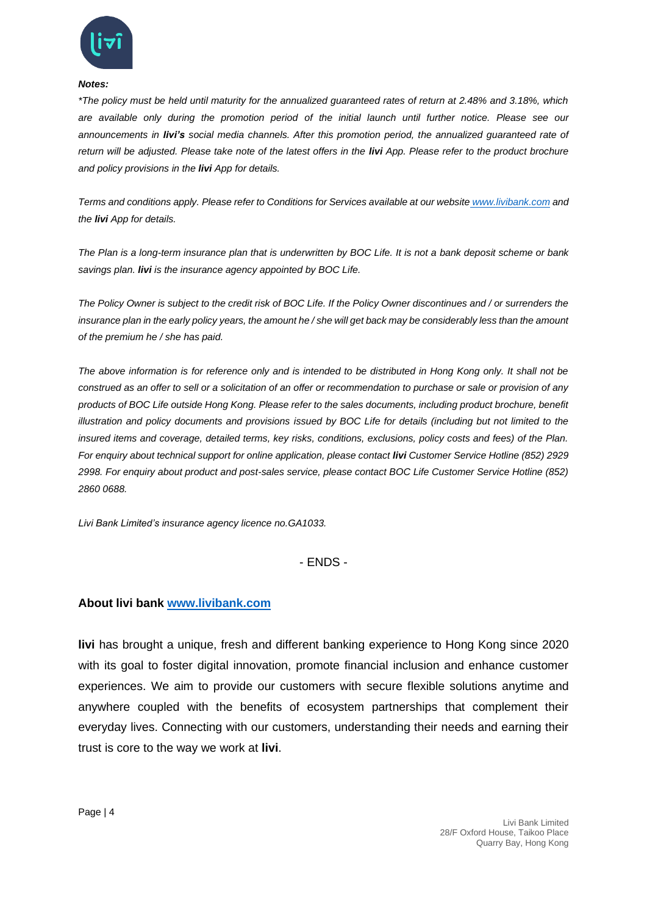***Notes:***

*\*The policy must be held until maturity for the annualized guaranteed rates of return at 2.48% and 3.18%, which are available only during the promotion period of the initial launch until further notice. Please see our announcements in **livi's** social media channels. After this promotion period, the annualized guaranteed rate of return will be adjusted. Please take note of the latest offers in the **livi** App. Please refer to the product brochure and policy provisions in the **livi** App for details.*

*Terms and conditions apply. Please refer to Conditions for Services available at our website [www.livibank.com](http://www.livibank.com) and the **livi** App for details.*

*The Plan is a long-term insurance plan that is underwritten by BOC Life. It is not a bank deposit scheme or bank savings plan. **livi** is the insurance agency appointed by BOC Life.*

*The Policy Owner is subject to the credit risk of BOC Life. If the Policy Owner discontinues and / or surrenders the insurance plan in the early policy years, the amount he / she will get back may be considerably less than the amount of the premium he / she has paid.*

*The above information is for reference only and is intended to be distributed in Hong Kong only. It shall not be construed as an offer to sell or a solicitation of an offer or recommendation to purchase or sale or provision of any products of BOC Life outside Hong Kong. Please refer to the sales documents, including product brochure, benefit illustration and policy documents and provisions issued by BOC Life for details (including but not limited to the insured items and coverage, detailed terms, key risks, conditions, exclusions, policy costs and fees) of the Plan. For enquiry about technical support for online application, please contact **livi** Customer Service Hotline (852) 2929 2998. For enquiry about product and post-sales service, please contact BOC Life Customer Service Hotline (852) 2860 0688.*

*Livi Bank Limited's insurance agency licence no.GA1033.*

- ENDS -

**About livi bank [www.livibank.com](http://www.livibank.com)**

**livi** has brought a unique, fresh and different banking experience to Hong Kong since 2020 with its goal to foster digital innovation, promote financial inclusion and enhance customer experiences. We aim to provide our customers with secure flexible solutions anytime and anywhere coupled with the benefits of ecosystem partnerships that complement their everyday lives. Connecting with our customers, understanding their needs and earning their trust is core to the way we work at **livi**.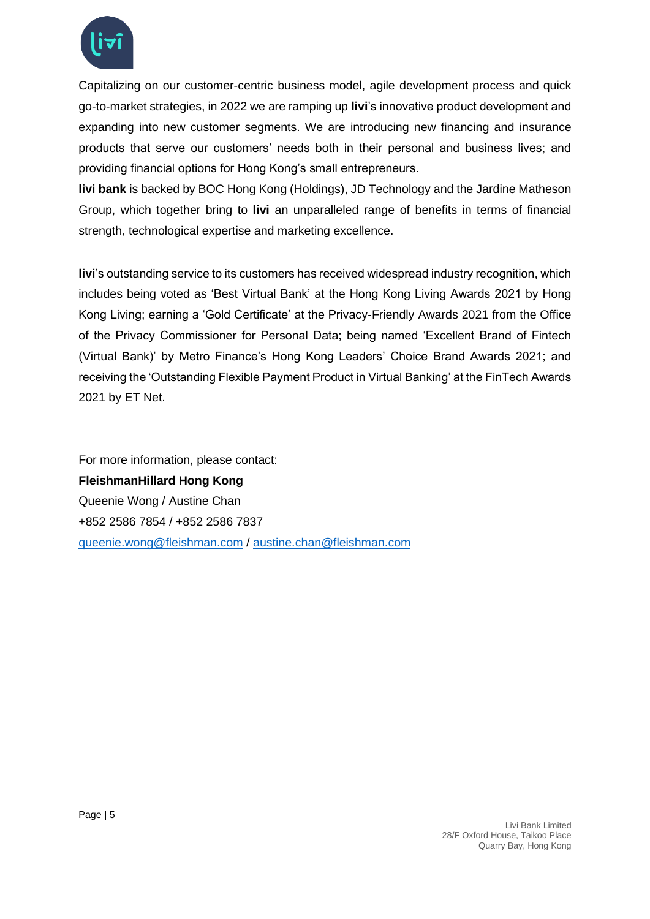Capitalizing on our customer-centric business model, agile development process and quick go-to-market strategies, in 2022 we are ramping up **livi**'s innovative product development and expanding into new customer segments. We are introducing new financing and insurance products that serve our customers' needs both in their personal and business lives; and providing financial options for Hong Kong's small entrepreneurs.

**livi bank** is backed by BOC Hong Kong (Holdings), JD Technology and the Jardine Matheson Group, which together bring to **livi** an unparalleled range of benefits in terms of financial strength, technological expertise and marketing excellence.

**livi**'s outstanding service to its customers has received widespread industry recognition, which includes being voted as 'Best Virtual Bank' at the Hong Kong Living Awards 2021 by Hong Kong Living; earning a 'Gold Certificate' at the Privacy-Friendly Awards 2021 from the Office of the Privacy Commissioner for Personal Data; being named 'Excellent Brand of Fintech (Virtual Bank)' by Metro Finance's Hong Kong Leaders' Choice Brand Awards 2021; and receiving the 'Outstanding Flexible Payment Product in Virtual Banking' at the FinTech Awards 2021 by ET Net.

For more information, please contact:

**FleishmanHillard Hong Kong**

Queenie Wong / Austine Chan

+852 2586 7854 / +852 2586 7837

queenie.wong@fleishman.com / austine.chan@fleishman.com

Livi Bank Limited
28/F Oxford House, Taikoo Place
Quarry Bay, Hong Kong